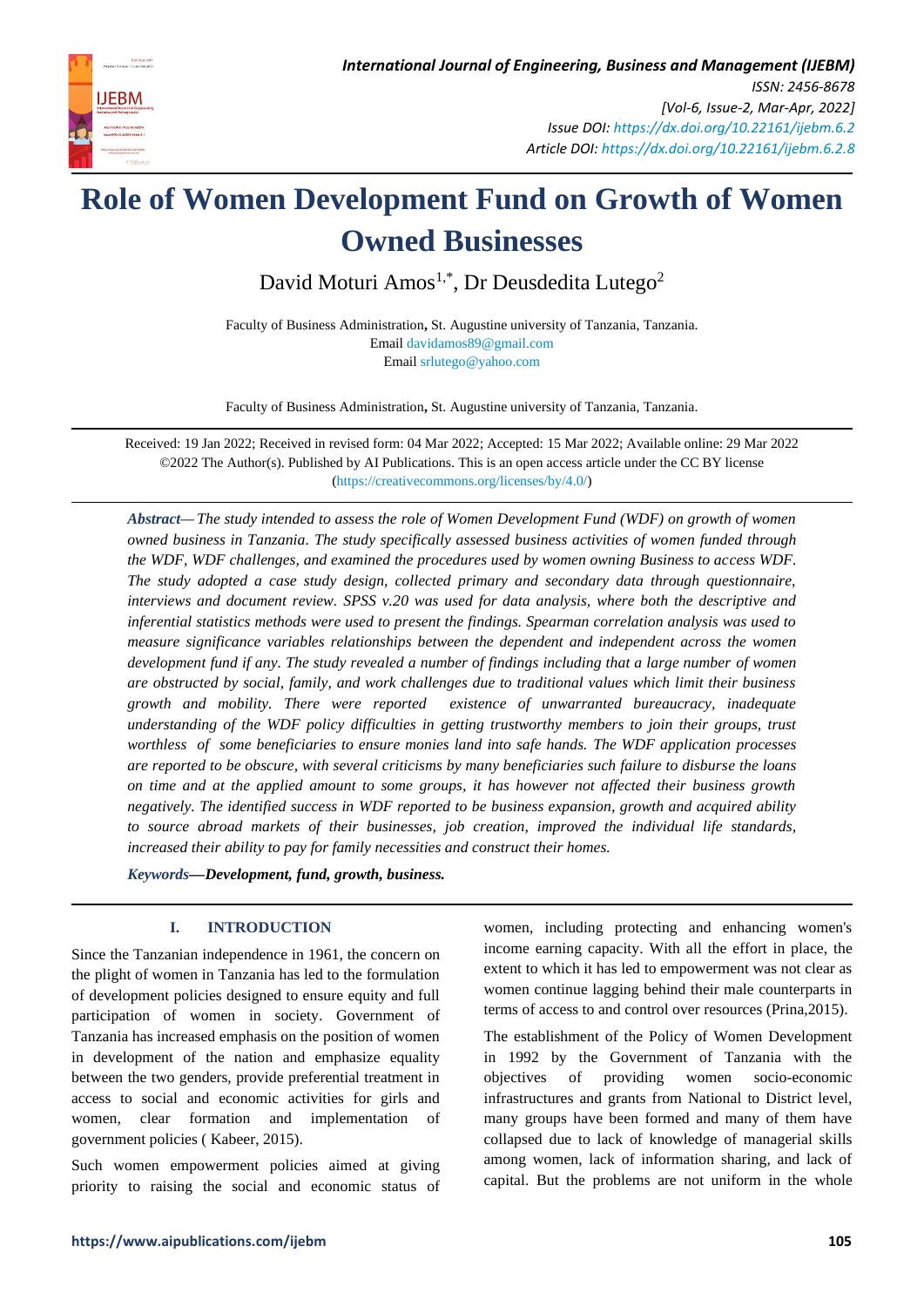# Role of Women Development Fund on Growth of Women Owned Businesses

David Moturi Amos[1,*], Dr Deusdedita Lutego[2]

Faculty of Business Administration, St. Augustine university of Tanzania, Tanzania.
Email davidamos89@gmail.com
Email srlutego@yahoo.com

Faculty of Business Administration, St. Augustine university of Tanzania, Tanzania.

Received: 19 Jan 2022; Received in revised form: 04 Mar 2022; Accepted: 15 Mar 2022; Available online: 29 Mar 2022
©2022 The Author(s). Published by AI Publications. This is an open access article under the CC BY license (https://creativecommons.org/licenses/by/4.0/)

***Abstract***— *The study intended to assess the role of Women Development Fund (WDF) on growth of women owned business in Tanzania. The study specifically assessed business activities of women funded through the WDF, WDF challenges, and examined the procedures used by women owning Business to access WDF. The study adopted a case study design, collected primary and secondary data through questionnaire, interviews and document review. SPSS v.20 was used for data analysis, where both the descriptive and inferential statistics methods were used to present the findings. Spearman correlation analysis was used to measure significance variables relationships between the dependent and independent across the women development fund if any. The study revealed a number of findings including that a large number of women are obstructed by social, family, and work challenges due to traditional values which limit their business growth and mobility. There were reported existence of unwarranted bureaucracy, inadequate understanding of the WDF policy difficulties in getting trustworthy members to join their groups, trust worthless of some beneficiaries to ensure monies land into safe hands. The WDF application processes are reported to be obscure, with several criticisms by many beneficiaries such failure to disburse the loans on time and at the applied amount to some groups, it has however not affected their business growth negatively. The identified success in WDF reported to be business expansion, growth and acquired ability to source abroad markets of their businesses, job creation, improved the individual life standards, increased their ability to pay for family necessities and construct their homes.*

***Keywords*—*Development, fund, growth, business.***

## I. INTRODUCTION

Since the Tanzanian independence in 1961, the concern on the plight of women in Tanzania has led to the formulation of development policies designed to ensure equity and full participation of women in society. Government of Tanzania has increased emphasis on the position of women in development of the nation and emphasize equality between the two genders, provide preferential treatment in access to social and economic activities for girls and women, clear formation and implementation of government policies ( Kabeer, 2015).

Such women empowerment policies aimed at giving priority to raising the social and economic status of women, including protecting and enhancing women's income earning capacity. With all the effort in place, the extent to which it has led to empowerment was not clear as women continue lagging behind their male counterparts in terms of access to and control over resources (Prina,2015).

The establishment of the Policy of Women Development in 1992 by the Government of Tanzania with the objectives of providing women socio-economic infrastructures and grants from National to District level, many groups have been formed and many of them have collapsed due to lack of knowledge of managerial skills among women, lack of information sharing, and lack of capital. But the problems are not uniform in the whole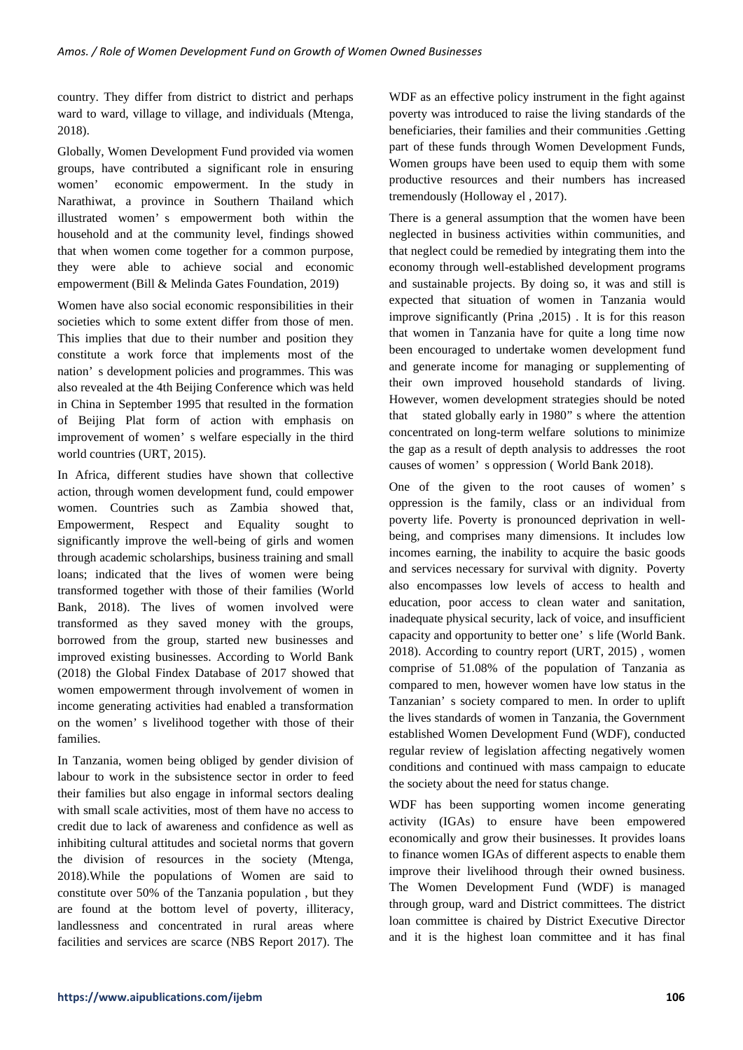country. They differ from district to district and perhaps ward to ward, village to village, and individuals (Mtenga, 2018).

Globally, Women Development Fund provided via women groups, have contributed a significant role in ensuring women' economic empowerment. In the study in Narathiwat, a province in Southern Thailand which illustrated women' s empowerment both within the household and at the community level, findings showed that when women come together for a common purpose, they were able to achieve social and economic empowerment (Bill & Melinda Gates Foundation, 2019)

Women have also social economic responsibilities in their societies which to some extent differ from those of men. This implies that due to their number and position they constitute a work force that implements most of the nation' s development policies and programmes. This was also revealed at the 4th Beijing Conference which was held in China in September 1995 that resulted in the formation of Beijing Plat form of action with emphasis on improvement of women' s welfare especially in the third world countries (URT, 2015).

In Africa, different studies have shown that collective action, through women development fund, could empower women. Countries such as Zambia showed that, Empowerment, Respect and Equality sought to significantly improve the well-being of girls and women through academic scholarships, business training and small loans; indicated that the lives of women were being transformed together with those of their families (World Bank, 2018). The lives of women involved were transformed as they saved money with the groups, borrowed from the group, started new businesses and improved existing businesses. According to World Bank (2018) the Global Findex Database of 2017 showed that women empowerment through involvement of women in income generating activities had enabled a transformation on the women' s livelihood together with those of their families.

In Tanzania, women being obliged by gender division of labour to work in the subsistence sector in order to feed their families but also engage in informal sectors dealing with small scale activities, most of them have no access to credit due to lack of awareness and confidence as well as inhibiting cultural attitudes and societal norms that govern the division of resources in the society (Mtenga, 2018).While the populations of Women are said to constitute over 50% of the Tanzania population , but they are found at the bottom level of poverty, illiteracy, landlessness and concentrated in rural areas where facilities and services are scarce (NBS Report 2017). The WDF as an effective policy instrument in the fight against poverty was introduced to raise the living standards of the beneficiaries, their families and their communities .Getting part of these funds through Women Development Funds, Women groups have been used to equip them with some productive resources and their numbers has increased tremendously (Holloway el , 2017).

There is a general assumption that the women have been neglected in business activities within communities, and that neglect could be remedied by integrating them into the economy through well-established development programs and sustainable projects. By doing so, it was and still is expected that situation of women in Tanzania would improve significantly (Prina ,2015) . It is for this reason that women in Tanzania have for quite a long time now been encouraged to undertake women development fund and generate income for managing or supplementing of their own improved household standards of living. However, women development strategies should be noted that stated globally early in 1980" s where the attention concentrated on long-term welfare solutions to minimize the gap as a result of depth analysis to addresses the root causes of women' s oppression ( World Bank 2018).

One of the given to the root causes of women' s oppression is the family, class or an individual from poverty life. Poverty is pronounced deprivation in well-being, and comprises many dimensions. It includes low incomes earning, the inability to acquire the basic goods and services necessary for survival with dignity. Poverty also encompasses low levels of access to health and education, poor access to clean water and sanitation, inadequate physical security, lack of voice, and insufficient capacity and opportunity to better one' s life (World Bank. 2018). According to country report (URT, 2015) , women comprise of 51.08% of the population of Tanzania as compared to men, however women have low status in the Tanzanian' s society compared to men. In order to uplift the lives standards of women in Tanzania, the Government established Women Development Fund (WDF), conducted regular review of legislation affecting negatively women conditions and continued with mass campaign to educate the society about the need for status change.

WDF has been supporting women income generating activity (IGAs) to ensure have been empowered economically and grow their businesses. It provides loans to finance women IGAs of different aspects to enable them improve their livelihood through their owned business. The Women Development Fund (WDF) is managed through group, ward and District committees. The district loan committee is chaired by District Executive Director and it is the highest loan committee and it has final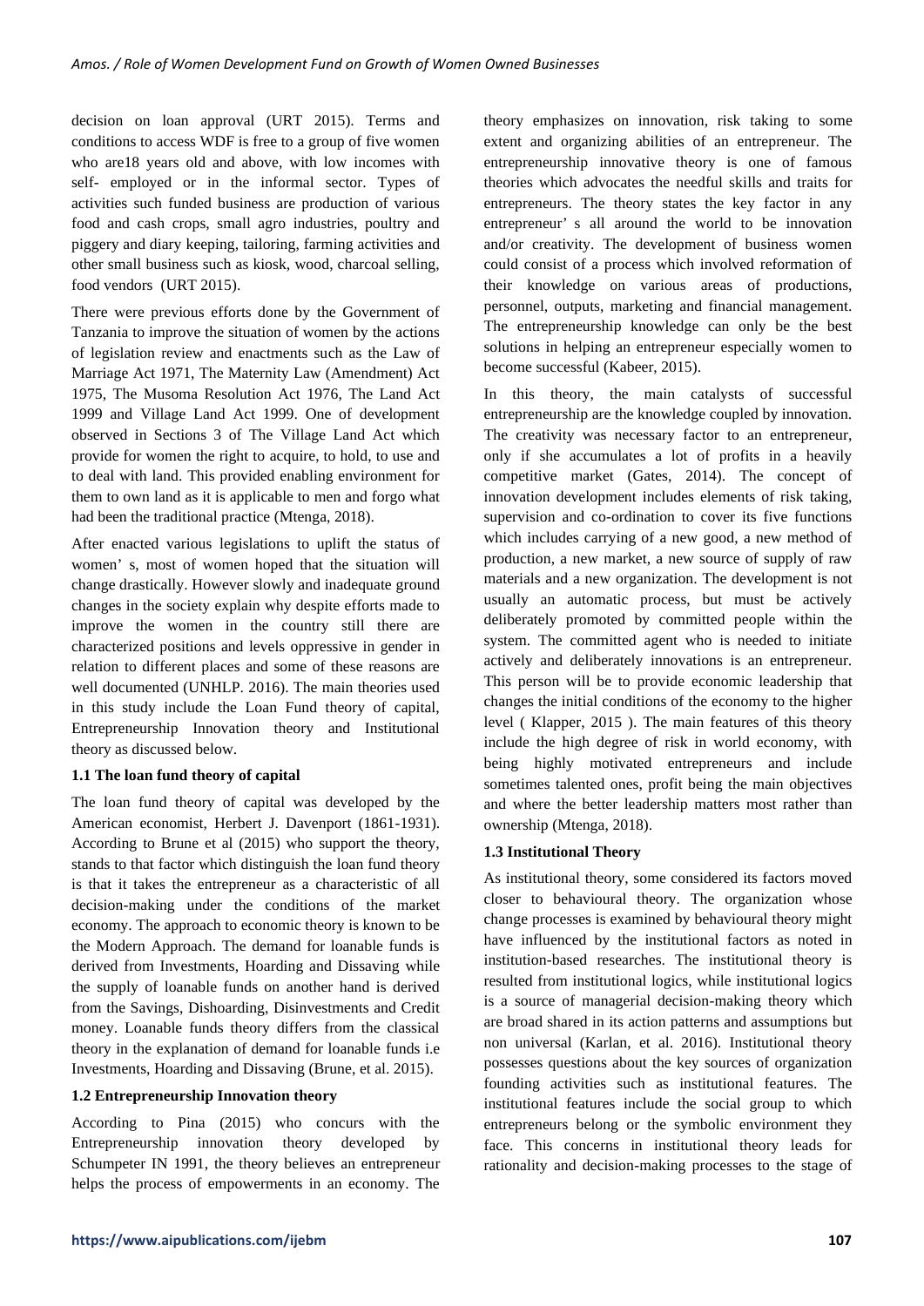decision on loan approval (URT 2015). Terms and conditions to access WDF is free to a group of five women who are18 years old and above, with low incomes with self- employed or in the informal sector. Types of activities such funded business are production of various food and cash crops, small agro industries, poultry and piggery and diary keeping, tailoring, farming activities and other small business such as kiosk, wood, charcoal selling, food vendors (URT 2015).

There were previous efforts done by the Government of Tanzania to improve the situation of women by the actions of legislation review and enactments such as the Law of Marriage Act 1971, The Maternity Law (Amendment) Act 1975, The Musoma Resolution Act 1976, The Land Act 1999 and Village Land Act 1999. One of development observed in Sections 3 of The Village Land Act which provide for women the right to acquire, to hold, to use and to deal with land. This provided enabling environment for them to own land as it is applicable to men and forgo what had been the traditional practice (Mtenga, 2018).

After enacted various legislations to uplift the status of women' s, most of women hoped that the situation will change drastically. However slowly and inadequate ground changes in the society explain why despite efforts made to improve the women in the country still there are characterized positions and levels oppressive in gender in relation to different places and some of these reasons are well documented (UNHLP. 2016). The main theories used in this study include the Loan Fund theory of capital, Entrepreneurship Innovation theory and Institutional theory as discussed below.

### 1.1 The loan fund theory of capital

The loan fund theory of capital was developed by the American economist, Herbert J. Davenport (1861-1931). According to Brune et al (2015) who support the theory, stands to that factor which distinguish the loan fund theory is that it takes the entrepreneur as a characteristic of all decision-making under the conditions of the market economy. The approach to economic theory is known to be the Modern Approach. The demand for loanable funds is derived from Investments, Hoarding and Dissaving while the supply of loanable funds on another hand is derived from the Savings, Dishoarding, Disinvestments and Credit money. Loanable funds theory differs from the classical theory in the explanation of demand for loanable funds i.e Investments, Hoarding and Dissaving (Brune, et al. 2015).

### 1.2 Entrepreneurship Innovation theory

According to Pina (2015) who concurs with the Entrepreneurship innovation theory developed by Schumpeter IN 1991, the theory believes an entrepreneur helps the process of empowerments in an economy. The theory emphasizes on innovation, risk taking to some extent and organizing abilities of an entrepreneur. The entrepreneurship innovative theory is one of famous theories which advocates the needful skills and traits for entrepreneurs. The theory states the key factor in any entrepreneur' s all around the world to be innovation and/or creativity. The development of business women could consist of a process which involved reformation of their knowledge on various areas of productions, personnel, outputs, marketing and financial management. The entrepreneurship knowledge can only be the best solutions in helping an entrepreneur especially women to become successful (Kabeer, 2015).

In this theory, the main catalysts of successful entrepreneurship are the knowledge coupled by innovation. The creativity was necessary factor to an entrepreneur, only if she accumulates a lot of profits in a heavily competitive market (Gates, 2014). The concept of innovation development includes elements of risk taking, supervision and co-ordination to cover its five functions which includes carrying of a new good, a new method of production, a new market, a new source of supply of raw materials and a new organization. The development is not usually an automatic process, but must be actively deliberately promoted by committed people within the system. The committed agent who is needed to initiate actively and deliberately innovations is an entrepreneur. This person will be to provide economic leadership that changes the initial conditions of the economy to the higher level ( Klapper, 2015 ). The main features of this theory include the high degree of risk in world economy, with being highly motivated entrepreneurs and include sometimes talented ones, profit being the main objectives and where the better leadership matters most rather than ownership (Mtenga, 2018).

### 1.3 Institutional Theory

As institutional theory, some considered its factors moved closer to behavioural theory. The organization whose change processes is examined by behavioural theory might have influenced by the institutional factors as noted in institution-based researches. The institutional theory is resulted from institutional logics, while institutional logics is a source of managerial decision-making theory which are broad shared in its action patterns and assumptions but non universal (Karlan, et al. 2016). Institutional theory possesses questions about the key sources of organization founding activities such as institutional features. The institutional features include the social group to which entrepreneurs belong or the symbolic environment they face. This concerns in institutional theory leads for rationality and decision-making processes to the stage of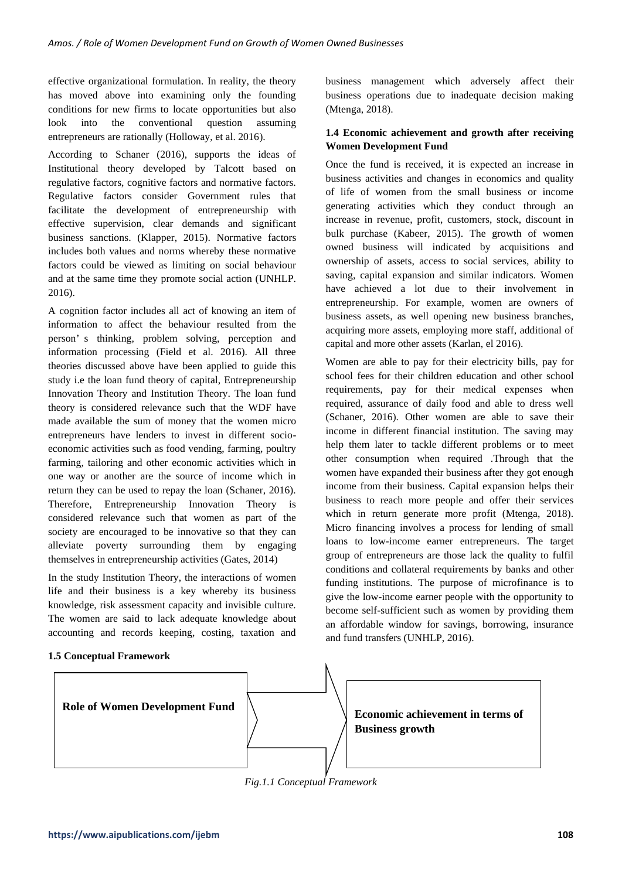effective organizational formulation. In reality, the theory has moved above into examining only the founding conditions for new firms to locate opportunities but also look into the conventional question assuming entrepreneurs are rationally (Holloway, et al. 2016).

According to Schaner (2016), supports the ideas of Institutional theory developed by Talcott based on regulative factors, cognitive factors and normative factors. Regulative factors consider Government rules that facilitate the development of entrepreneurship with effective supervision, clear demands and significant business sanctions. (Klapper, 2015). Normative factors includes both values and norms whereby these normative factors could be viewed as limiting on social behaviour and at the same time they promote social action (UNHLP. 2016).

A cognition factor includes all act of knowing an item of information to affect the behaviour resulted from the person' s thinking, problem solving, perception and information processing (Field et al. 2016). All three theories discussed above have been applied to guide this study i.e the loan fund theory of capital, Entrepreneurship Innovation Theory and Institution Theory. The loan fund theory is considered relevance such that the WDF have made available the sum of money that the women micro entrepreneurs have lenders to invest in different socio-economic activities such as food vending, farming, poultry farming, tailoring and other economic activities which in one way or another are the source of income which in return they can be used to repay the loan (Schaner, 2016). Therefore, Entrepreneurship Innovation Theory is considered relevance such that women as part of the society are encouraged to be innovative so that they can alleviate poverty surrounding them by engaging themselves in entrepreneurship activities (Gates, 2014)

In the study Institution Theory, the interactions of women life and their business is a key whereby its business knowledge, risk assessment capacity and invisible culture. The women are said to lack adequate knowledge about accounting and records keeping, costing, taxation and business management which adversely affect their business operations due to inadequate decision making (Mtenga, 2018).

### 1.4 Economic achievement and growth after receiving Women Development Fund

Once the fund is received, it is expected an increase in business activities and changes in economics and quality of life of women from the small business or income generating activities which they conduct through an increase in revenue, profit, customers, stock, discount in bulk purchase (Kabeer, 2015). The growth of women owned business will indicated by acquisitions and ownership of assets, access to social services, ability to saving, capital expansion and similar indicators. Women have achieved a lot due to their involvement in entrepreneurship. For example, women are owners of business assets, as well opening new business branches, acquiring more assets, employing more staff, additional of capital and more other assets (Karlan, el 2016).

Women are able to pay for their electricity bills, pay for school fees for their children education and other school requirements, pay for their medical expenses when required, assurance of daily food and able to dress well (Schaner, 2016). Other women are able to save their income in different financial institution. The saving may help them later to tackle different problems or to meet other consumption when required .Through that the women have expanded their business after they got enough income from their business. Capital expansion helps their business to reach more people and offer their services which in return generate more profit (Mtenga, 2018). Micro financing involves a process for lending of small loans to low-income earner entrepreneurs. The target group of entrepreneurs are those lack the quality to fulfil conditions and collateral requirements by banks and other funding institutions. The purpose of microfinance is to give the low-income earner people with the opportunity to become self-sufficient such as women by providing them an affordable window for savings, borrowing, insurance and fund transfers (UNHLP, 2016).

### 1.5 Conceptual Framework

**Role of Women Development Fund** → **Economic achievement in terms of Business growth**

*Fig.1.1 Conceptual Framework*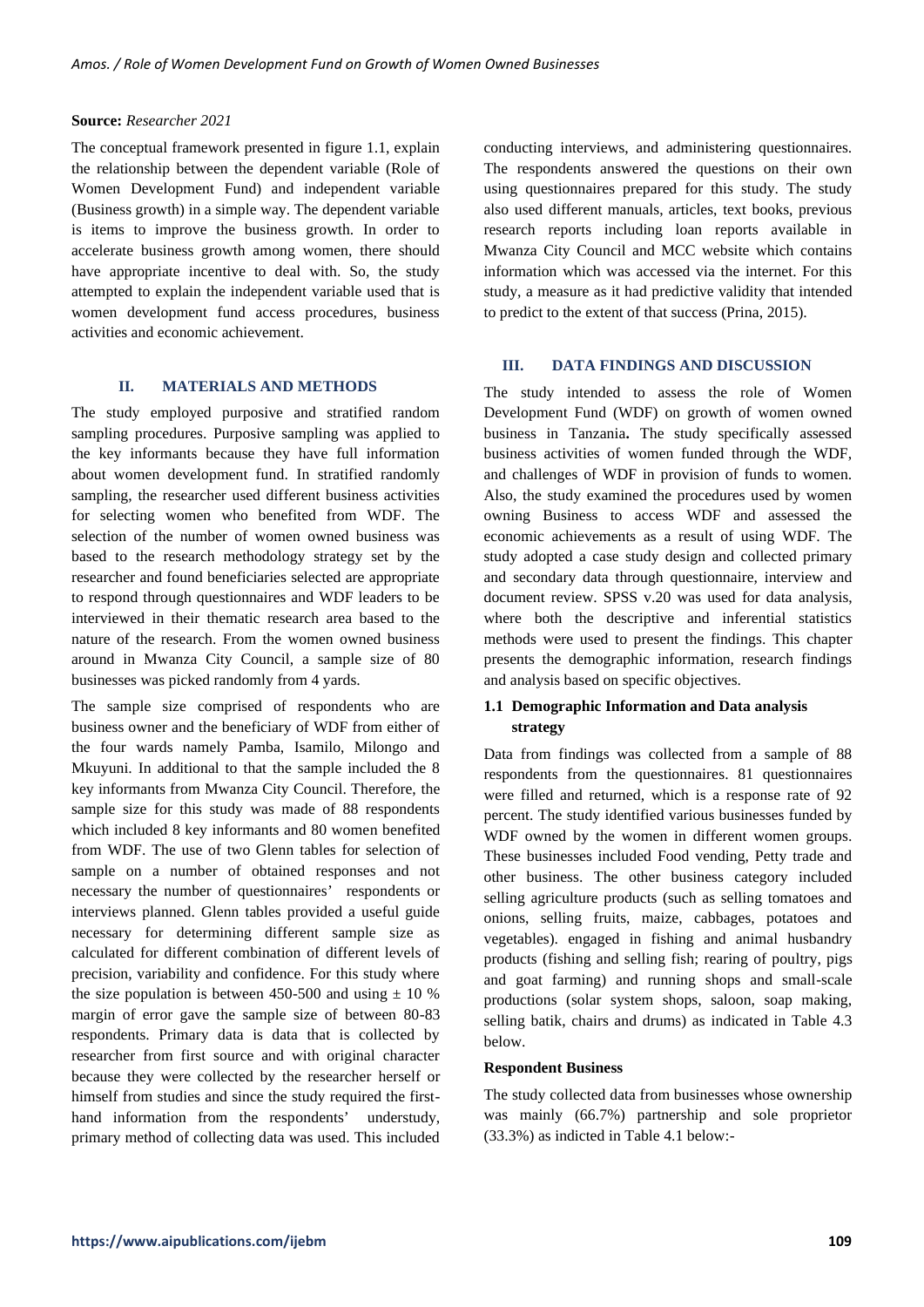**Source:** *Researcher 2021*

The conceptual framework presented in figure 1.1, explain the relationship between the dependent variable (Role of Women Development Fund) and independent variable (Business growth) in a simple way. The dependent variable is items to improve the business growth. In order to accelerate business growth among women, there should have appropriate incentive to deal with. So, the study attempted to explain the independent variable used that is women development fund access procedures, business activities and economic achievement.

## II. MATERIALS AND METHODS

The study employed purposive and stratified random sampling procedures. Purposive sampling was applied to the key informants because they have full information about women development fund. In stratified randomly sampling, the researcher used different business activities for selecting women who benefited from WDF. The selection of the number of women owned business was based to the research methodology strategy set by the researcher and found beneficiaries selected are appropriate to respond through questionnaires and WDF leaders to be interviewed in their thematic research area based to the nature of the research. From the women owned business around in Mwanza City Council, a sample size of 80 businesses was picked randomly from 4 yards.

The sample size comprised of respondents who are business owner and the beneficiary of WDF from either of the four wards namely Pamba, Isamilo, Milongo and Mkuyuni. In additional to that the sample included the 8 key informants from Mwanza City Council. Therefore, the sample size for this study was made of 88 respondents which included 8 key informants and 80 women benefited from WDF. The use of two Glenn tables for selection of sample on a number of obtained responses and not necessary the number of questionnaires' respondents or interviews planned. Glenn tables provided a useful guide necessary for determining different sample size as calculated for different combination of different levels of precision, variability and confidence. For this study where the size population is between 450-500 and using ± 10 % margin of error gave the sample size of between 80-83 respondents. Primary data is data that is collected by researcher from first source and with original character because they were collected by the researcher herself or himself from studies and since the study required the first-hand information from the respondents' understudy, primary method of collecting data was used. This included conducting interviews, and administering questionnaires. The respondents answered the questions on their own using questionnaires prepared for this study. The study also used different manuals, articles, text books, previous research reports including loan reports available in Mwanza City Council and MCC website which contains information which was accessed via the internet. For this study, a measure as it had predictive validity that intended to predict to the extent of that success (Prina, 2015).

## III. DATA FINDINGS AND DISCUSSION

The study intended to assess the role of Women Development Fund (WDF) on growth of women owned business in Tanzania**.** The study specifically assessed business activities of women funded through the WDF, and challenges of WDF in provision of funds to women. Also, the study examined the procedures used by women owning Business to access WDF and assessed the economic achievements as a result of using WDF. The study adopted a case study design and collected primary and secondary data through questionnaire, interview and document review. SPSS v.20 was used for data analysis, where both the descriptive and inferential statistics methods were used to present the findings. This chapter presents the demographic information, research findings and analysis based on specific objectives.

### 1.1 Demographic Information and Data analysis strategy

Data from findings was collected from a sample of 88 respondents from the questionnaires. 81 questionnaires were filled and returned, which is a response rate of 92 percent. The study identified various businesses funded by WDF owned by the women in different women groups. These businesses included Food vending, Petty trade and other business. The other business category included selling agriculture products (such as selling tomatoes and onions, selling fruits, maize, cabbages, potatoes and vegetables). engaged in fishing and animal husbandry products (fishing and selling fish; rearing of poultry, pigs and goat farming) and running shops and small-scale productions (solar system shops, saloon, soap making, selling batik, chairs and drums) as indicated in Table 4.3 below.

**Respondent Business**

The study collected data from businesses whose ownership was mainly (66.7%) partnership and sole proprietor (33.3%) as indicted in Table 4.1 below:-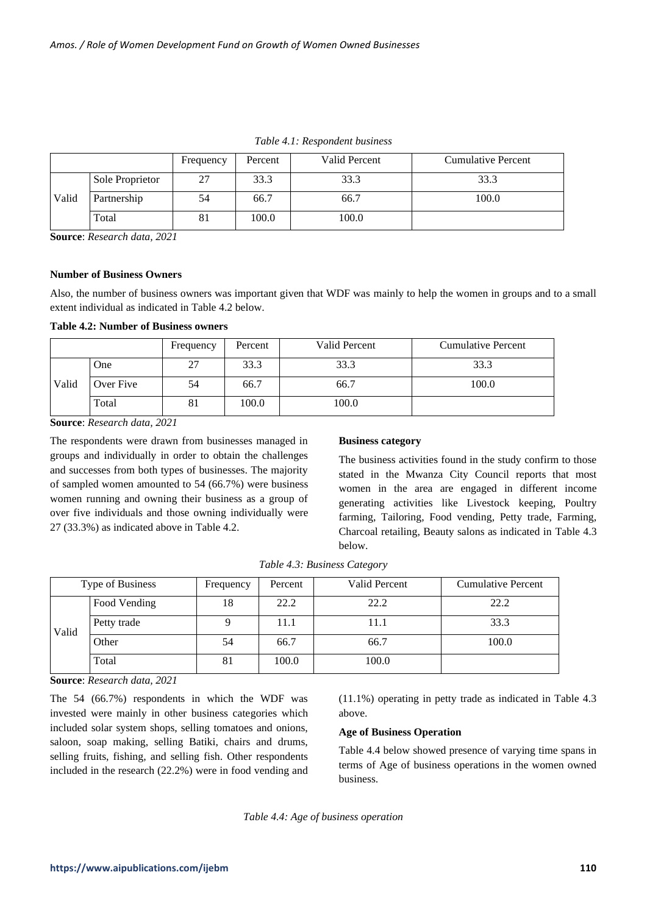*Table 4.1: Respondent business*

| | | Frequency | Percent | Valid Percent | Cumulative Percent |
|---|---|---|---|---|---|
| Valid | Sole Proprietor | 27 | 33.3 | 33.3 | 33.3 |
| | Partnership | 54 | 66.7 | 66.7 | 100.0 |
| | Total | 81 | 100.0 | 100.0 | |

**Source**: *Research data, 2021*

**Number of Business Owners**

Also, the number of business owners was important given that WDF was mainly to help the women in groups and to a small extent individual as indicated in Table 4.2 below.

**Table 4.2: Number of Business owners**

| | | Frequency | Percent | Valid Percent | Cumulative Percent |
|---|---|---|---|---|---|
| Valid | One | 27 | 33.3 | 33.3 | 33.3 |
| | Over Five | 54 | 66.7 | 66.7 | 100.0 |
| | Total | 81 | 100.0 | 100.0 | |

**Source**: *Research data, 2021*

The respondents were drawn from businesses managed in groups and individually in order to obtain the challenges and successes from both types of businesses. The majority of sampled women amounted to 54 (66.7%) were business women running and owning their business as a group of over five individuals and those owning individually were 27 (33.3%) as indicated above in Table 4.2.

**Business category**

The business activities found in the study confirm to those stated in the Mwanza City Council reports that most women in the area are engaged in different income generating activities like Livestock keeping, Poultry farming, Tailoring, Food vending, Petty trade, Farming, Charcoal retailing, Beauty salons as indicated in Table 4.3 below.

*Table 4.3: Business Category*

| Type of Business | | Frequency | Percent | Valid Percent | Cumulative Percent |
|---|---|---|---|---|---|
| Valid | Food Vending | 18 | 22.2 | 22.2 | 22.2 |
| | Petty trade | 9 | 11.1 | 11.1 | 33.3 |
| | Other | 54 | 66.7 | 66.7 | 100.0 |
| | Total | 81 | 100.0 | 100.0 | |

**Source**: *Research data, 2021*

The 54 (66.7%) respondents in which the WDF was invested were mainly in other business categories which included solar system shops, selling tomatoes and onions, saloon, soap making, selling Batiki, chairs and drums, selling fruits, fishing, and selling fish. Other respondents included in the research (22.2%) were in food vending and (11.1%) operating in petty trade as indicated in Table 4.3 above.

**Age of Business Operation**

Table 4.4 below showed presence of varying time spans in terms of Age of business operations in the women owned business.

*Table 4.4: Age of business operation*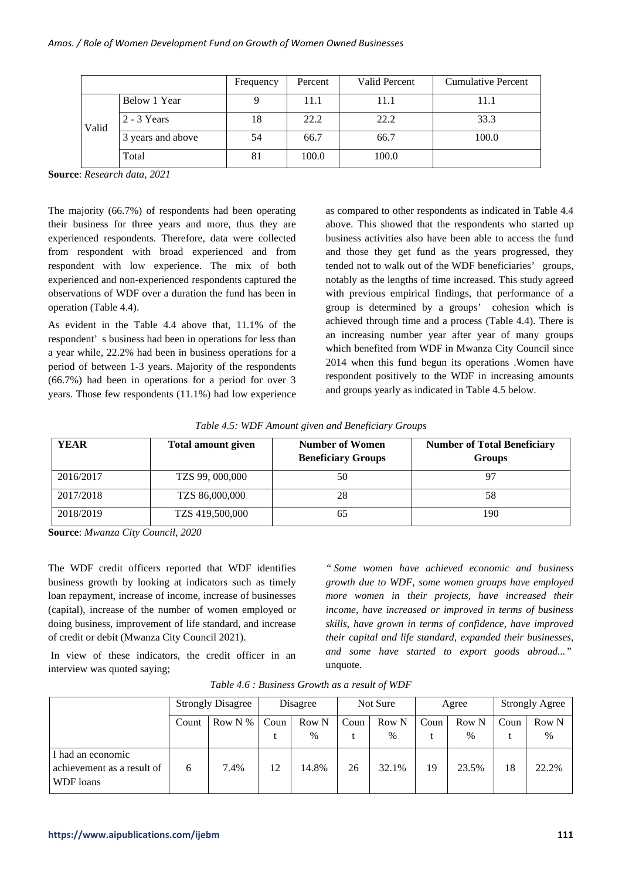| | | Frequency | Percent | Valid Percent | Cumulative Percent |
|---|---|---|---|---|---|
| Valid | Below 1 Year | 9 | 11.1 | 11.1 | 11.1 |
| | 2 - 3 Years | 18 | 22.2 | 22.2 | 33.3 |
| | 3 years and above | 54 | 66.7 | 66.7 | 100.0 |
| | Total | 81 | 100.0 | 100.0 | |

**Source**: *Research data, 2021*

The majority (66.7%) of respondents had been operating their business for three years and more, thus they are experienced respondents. Therefore, data were collected from respondent with broad experienced and from respondent with low experience. The mix of both experienced and non-experienced respondents captured the observations of WDF over a duration the fund has been in operation (Table 4.4).

As evident in the Table 4.4 above that, 11.1% of the respondent' s business had been in operations for less than a year while, 22.2% had been in business operations for a period of between 1-3 years. Majority of the respondents (66.7%) had been in operations for a period for over 3 years. Those few respondents (11.1%) had low experience as compared to other respondents as indicated in Table 4.4 above. This showed that the respondents who started up business activities also have been able to access the fund and those they get fund as the years progressed, they tended not to walk out of the WDF beneficiaries' groups, notably as the lengths of time increased. This study agreed with previous empirical findings, that performance of a group is determined by a groups' cohesion which is achieved through time and a process (Table 4.4). There is an increasing number year after year of many groups which benefited from WDF in Mwanza City Council since 2014 when this fund begun its operations .Women have respondent positively to the WDF in increasing amounts and groups yearly as indicated in Table 4.5 below.

*Table 4.5: WDF Amount given and Beneficiary Groups*

| **YEAR** | **Total amount given** | **Number of Women Beneficiary Groups** | **Number of Total Beneficiary Groups** |
|---|---|---|---|
| 2016/2017 | TZS 99, 000,000 | 50 | 97 |
| 2017/2018 | TZS 86,000,000 | 28 | 58 |
| 2018/2019 | TZS 419,500,000 | 65 | 190 |

**Source**: *Mwanza City Council, 2020*

The WDF credit officers reported that WDF identifies business growth by looking at indicators such as timely loan repayment, increase of income, increase of businesses (capital), increase of the number of women employed or doing business, improvement of life standard, and increase of credit or debit (Mwanza City Council 2021).

In view of these indicators, the credit officer in an interview was quoted saying;

*" Some women have achieved economic and business growth due to WDF, some women groups have employed more women in their projects, have increased their income, have increased or improved in terms of business skills, have grown in terms of confidence, have improved their capital and life standard, expanded their businesses, and some have started to export goods abroad..."* unquote.

*Table 4.6 : Business Growth as a result of WDF*

| | Strongly Disagree | | Disagree | | Not Sure | | Agree | | Strongly Agree | |
|---|---|---|---|---|---|---|---|---|---|---|
| | Count | Row N % | Count | Row N % | Count | Row N % | Count | Row N % | Count | Row N % |
| I had an economic achievement as a result of WDF loans | 6 | 7.4% | 12 | 14.8% | 26 | 32.1% | 19 | 23.5% | 18 | 22.2% |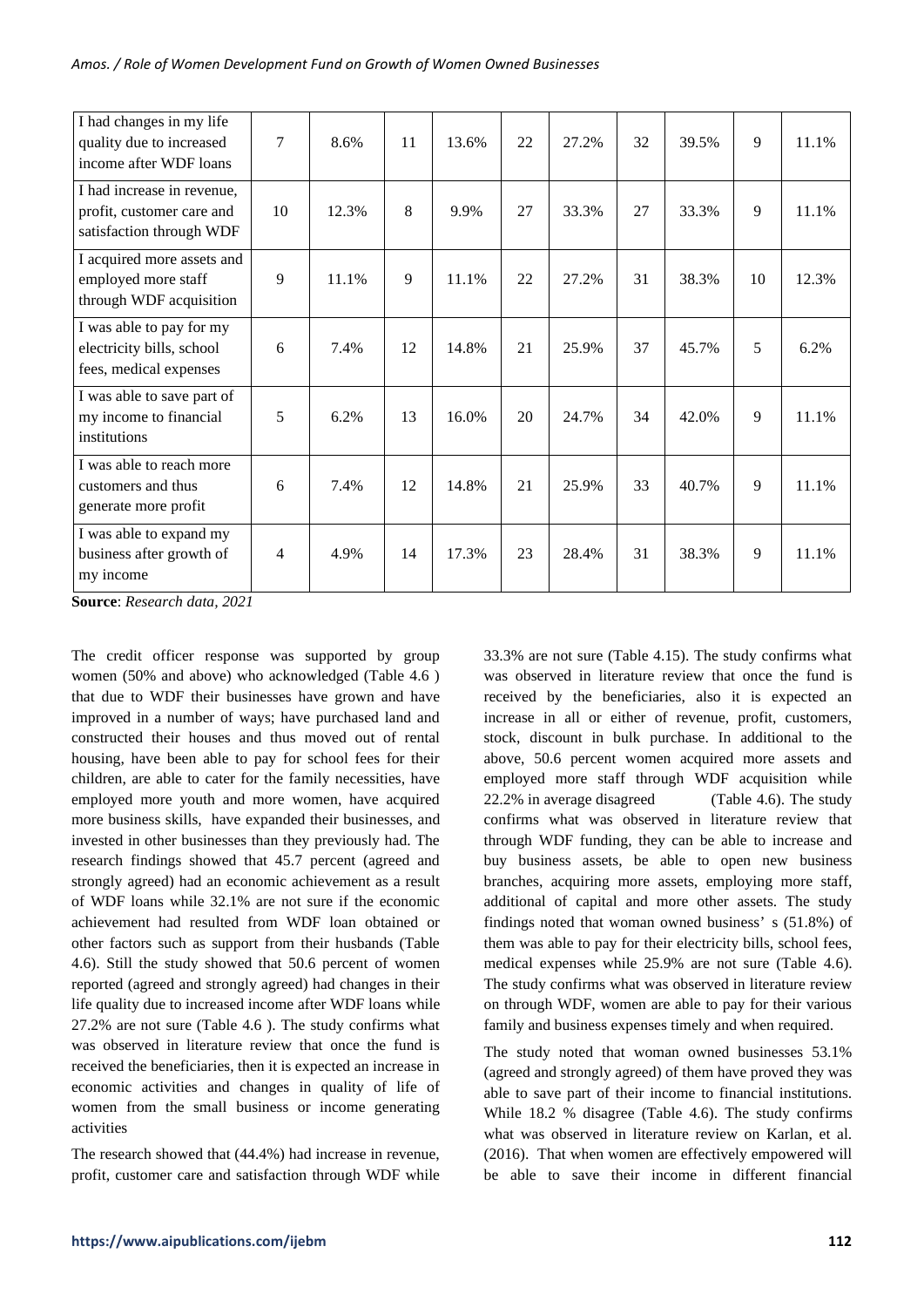| I had changes in my life quality due to increased income after WDF loans | 7 | 8.6% | 11 | 13.6% | 22 | 27.2% | 32 | 39.5% | 9 | 11.1% |
|---|---|---|---|---|---|---|---|---|---|---|
| I had increase in revenue, profit, customer care and satisfaction through WDF | 10 | 12.3% | 8 | 9.9% | 27 | 33.3% | 27 | 33.3% | 9 | 11.1% |
| I acquired more assets and employed more staff through WDF acquisition | 9 | 11.1% | 9 | 11.1% | 22 | 27.2% | 31 | 38.3% | 10 | 12.3% |
| I was able to pay for my electricity bills, school fees, medical expenses | 6 | 7.4% | 12 | 14.8% | 21 | 25.9% | 37 | 45.7% | 5 | 6.2% |
| I was able to save part of my income to financial institutions | 5 | 6.2% | 13 | 16.0% | 20 | 24.7% | 34 | 42.0% | 9 | 11.1% |
| I was able to reach more customers and thus generate more profit | 6 | 7.4% | 12 | 14.8% | 21 | 25.9% | 33 | 40.7% | 9 | 11.1% |
| I was able to expand my business after growth of my income | 4 | 4.9% | 14 | 17.3% | 23 | 28.4% | 31 | 38.3% | 9 | 11.1% |

**Source**: *Research data, 2021*

The credit officer response was supported by group women (50% and above) who acknowledged (Table 4.6 ) that due to WDF their businesses have grown and have improved in a number of ways; have purchased land and constructed their houses and thus moved out of rental housing, have been able to pay for school fees for their children, are able to cater for the family necessities, have employed more youth and more women, have acquired more business skills, have expanded their businesses, and invested in other businesses than they previously had. The research findings showed that 45.7 percent (agreed and strongly agreed) had an economic achievement as a result of WDF loans while 32.1% are not sure if the economic achievement had resulted from WDF loan obtained or other factors such as support from their husbands (Table 4.6). Still the study showed that 50.6 percent of women reported (agreed and strongly agreed) had changes in their life quality due to increased income after WDF loans while 27.2% are not sure (Table 4.6 ). The study confirms what was observed in literature review that once the fund is received the beneficiaries, then it is expected an increase in economic activities and changes in quality of life of women from the small business or income generating activities

The research showed that (44.4%) had increase in revenue, profit, customer care and satisfaction through WDF while 33.3% are not sure (Table 4.15). The study confirms what was observed in literature review that once the fund is received by the beneficiaries, also it is expected an increase in all or either of revenue, profit, customers, stock, discount in bulk purchase. In additional to the above, 50.6 percent women acquired more assets and employed more staff through WDF acquisition while 22.2% in average disagreed (Table 4.6). The study confirms what was observed in literature review that through WDF funding, they can be able to increase and buy business assets, be able to open new business branches, acquiring more assets, employing more staff, additional of capital and more other assets. The study findings noted that woman owned business' s (51.8%) of them was able to pay for their electricity bills, school fees, medical expenses while 25.9% are not sure (Table 4.6). The study confirms what was observed in literature review on through WDF, women are able to pay for their various family and business expenses timely and when required.

The study noted that woman owned businesses 53.1% (agreed and strongly agreed) of them have proved they was able to save part of their income to financial institutions. While 18.2 % disagree (Table 4.6). The study confirms what was observed in literature review on Karlan, et al. (2016). That when women are effectively empowered will be able to save their income in different financial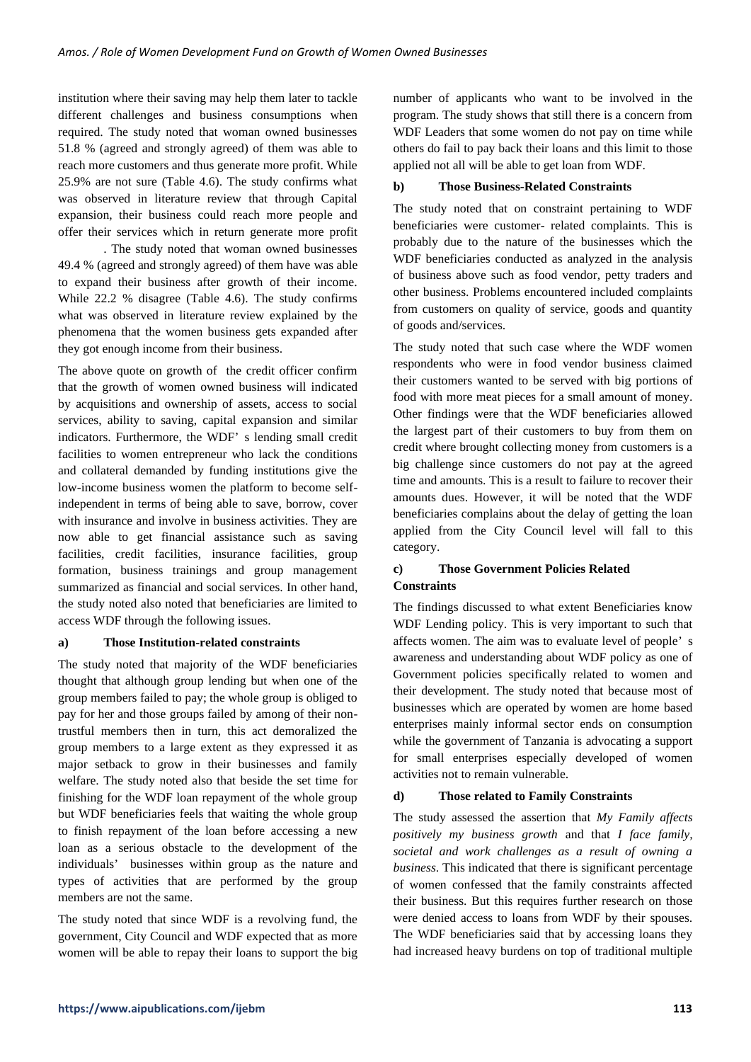institution where their saving may help them later to tackle different challenges and business consumptions when required. The study noted that woman owned businesses 51.8 % (agreed and strongly agreed) of them was able to reach more customers and thus generate more profit. While 25.9% are not sure (Table 4.6). The study confirms what was observed in literature review that through Capital expansion, their business could reach more people and offer their services which in return generate more profit

. The study noted that woman owned businesses 49.4 % (agreed and strongly agreed) of them have was able to expand their business after growth of their income. While 22.2 % disagree (Table 4.6). The study confirms what was observed in literature review explained by the phenomena that the women business gets expanded after they got enough income from their business.

The above quote on growth of the credit officer confirm that the growth of women owned business will indicated by acquisitions and ownership of assets, access to social services, ability to saving, capital expansion and similar indicators. Furthermore, the WDF' s lending small credit facilities to women entrepreneur who lack the conditions and collateral demanded by funding institutions give the low-income business women the platform to become self-independent in terms of being able to save, borrow, cover with insurance and involve in business activities. They are now able to get financial assistance such as saving facilities, credit facilities, insurance facilities, group formation, business trainings and group management summarized as financial and social services. In other hand, the study noted also noted that beneficiaries are limited to access WDF through the following issues.

**a) Those Institution-related constraints**

The study noted that majority of the WDF beneficiaries thought that although group lending but when one of the group members failed to pay; the whole group is obliged to pay for her and those groups failed by among of their non-trustful members then in turn, this act demoralized the group members to a large extent as they expressed it as major setback to grow in their businesses and family welfare. The study noted also that beside the set time for finishing for the WDF loan repayment of the whole group but WDF beneficiaries feels that waiting the whole group to finish repayment of the loan before accessing a new loan as a serious obstacle to the development of the individuals' businesses within group as the nature and types of activities that are performed by the group members are not the same.

The study noted that since WDF is a revolving fund, the government, City Council and WDF expected that as more women will be able to repay their loans to support the big number of applicants who want to be involved in the program. The study shows that still there is a concern from WDF Leaders that some women do not pay on time while others do fail to pay back their loans and this limit to those applied not all will be able to get loan from WDF.

**b) Those Business-Related Constraints**

The study noted that on constraint pertaining to WDF beneficiaries were customer- related complaints. This is probably due to the nature of the businesses which the WDF beneficiaries conducted as analyzed in the analysis of business above such as food vendor, petty traders and other business. Problems encountered included complaints from customers on quality of service, goods and quantity of goods and/services.

The study noted that such case where the WDF women respondents who were in food vendor business claimed their customers wanted to be served with big portions of food with more meat pieces for a small amount of money. Other findings were that the WDF beneficiaries allowed the largest part of their customers to buy from them on credit where brought collecting money from customers is a big challenge since customers do not pay at the agreed time and amounts. This is a result to failure to recover their amounts dues. However, it will be noted that the WDF beneficiaries complains about the delay of getting the loan applied from the City Council level will fall to this category.

**c) Those Government Policies Related Constraints**

The findings discussed to what extent Beneficiaries know WDF Lending policy. This is very important to such that affects women. The aim was to evaluate level of people' s awareness and understanding about WDF policy as one of Government policies specifically related to women and their development. The study noted that because most of businesses which are operated by women are home based enterprises mainly informal sector ends on consumption while the government of Tanzania is advocating a support for small enterprises especially developed of women activities not to remain vulnerable.

**d) Those related to Family Constraints**

The study assessed the assertion that *My Family affects positively my business growth* and that *I face family, societal and work challenges as a result of owning a business*. This indicated that there is significant percentage of women confessed that the family constraints affected their business. But this requires further research on those were denied access to loans from WDF by their spouses. The WDF beneficiaries said that by accessing loans they had increased heavy burdens on top of traditional multiple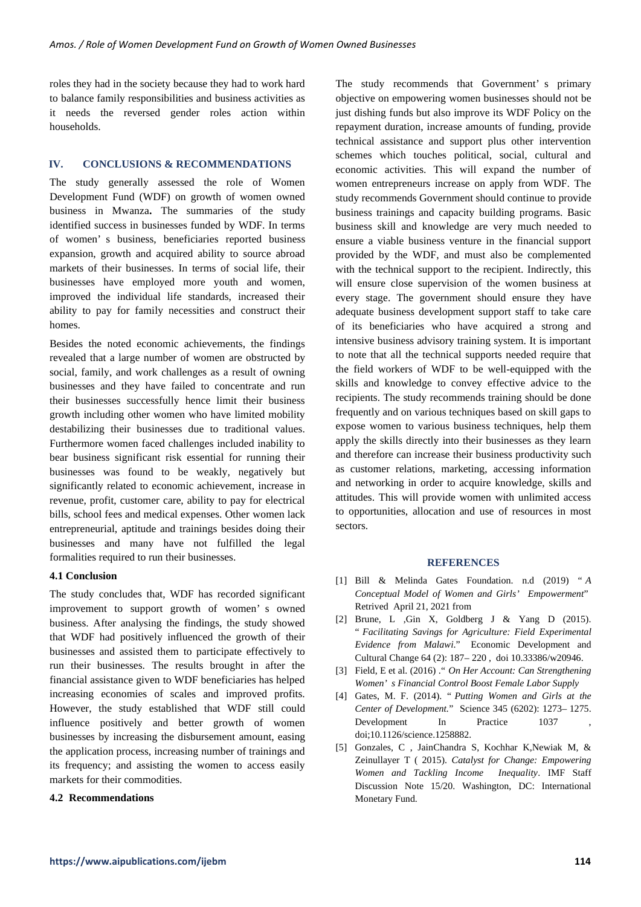roles they had in the society because they had to work hard to balance family responsibilities and business activities as it needs the reversed gender roles action within households.

## IV. CONCLUSIONS & RECOMMENDATIONS

The study generally assessed the role of Women Development Fund (WDF) on growth of women owned business in Mwanza**.** The summaries of the study identified success in businesses funded by WDF. In terms of women' s business, beneficiaries reported business expansion, growth and acquired ability to source abroad markets of their businesses. In terms of social life, their businesses have employed more youth and women, improved the individual life standards, increased their ability to pay for family necessities and construct their homes.

Besides the noted economic achievements, the findings revealed that a large number of women are obstructed by social, family, and work challenges as a result of owning businesses and they have failed to concentrate and run their businesses successfully hence limit their business growth including other women who have limited mobility destabilizing their businesses due to traditional values. Furthermore women faced challenges included inability to bear business significant risk essential for running their businesses was found to be weakly, negatively but significantly related to economic achievement, increase in revenue, profit, customer care, ability to pay for electrical bills, school fees and medical expenses. Other women lack entrepreneurial, aptitude and trainings besides doing their businesses and many have not fulfilled the legal formalities required to run their businesses.

### 4.1 Conclusion

The study concludes that, WDF has recorded significant improvement to support growth of women' s owned business. After analysing the findings, the study showed that WDF had positively influenced the growth of their businesses and assisted them to participate effectively to run their businesses. The results brought in after the financial assistance given to WDF beneficiaries has helped increasing economies of scales and improved profits. However, the study established that WDF still could influence positively and better growth of women businesses by increasing the disbursement amount, easing the application process, increasing number of trainings and its frequency; and assisting the women to access easily markets for their commodities.

### 4.2 Recommendations

The study recommends that Government' s primary objective on empowering women businesses should not be just dishing funds but also improve its WDF Policy on the repayment duration, increase amounts of funding, provide technical assistance and support plus other intervention schemes which touches political, social, cultural and economic activities. This will expand the number of women entrepreneurs increase on apply from WDF. The study recommends Government should continue to provide business trainings and capacity building programs. Basic business skill and knowledge are very much needed to ensure a viable business venture in the financial support provided by the WDF, and must also be complemented with the technical support to the recipient. Indirectly, this will ensure close supervision of the women business at every stage. The government should ensure they have adequate business development support staff to take care of its beneficiaries who have acquired a strong and intensive business advisory training system. It is important to note that all the technical supports needed require that the field workers of WDF to be well-equipped with the skills and knowledge to convey effective advice to the recipients. The study recommends training should be done frequently and on various techniques based on skill gaps to expose women to various business techniques, help them apply the skills directly into their businesses as they learn and therefore can increase their business productivity such as customer relations, marketing, accessing information and networking in order to acquire knowledge, skills and attitudes. This will provide women with unlimited access to opportunities, allocation and use of resources in most sectors.

## REFERENCES

[1] Bill & Melinda Gates Foundation. n.d (2019) " *A Conceptual Model of Women and Girls' Empowerment*" Retrived April 21, 2021 from

[2] Brune, L ,Gin X, Goldberg J & Yang D (2015). " *Facilitating Savings for Agriculture: Field Experimental Evidence from Malawi.*" Economic Development and Cultural Change 64 (2): 187– 220 , doi 10.33386/w20946.

[3] Field, E et al. (2016) ." *On Her Account: Can Strengthening Women' s Financial Control Boost Female Labor Supply*

[4] Gates, M. F. (2014). " *Putting Women and Girls at the Center of Development.*" Science 345 (6202): 1273– 1275. Development In Practice 1037 , doi;10.1126/science.1258882.

[5] Gonzales, C , JainChandra S, Kochhar K,Newiak M, & Zeinullayer T ( 2015). *Catalyst for Change: Empowering Women and Tackling Income Inequality*. IMF Staff Discussion Note 15/20. Washington, DC: International Monetary Fund.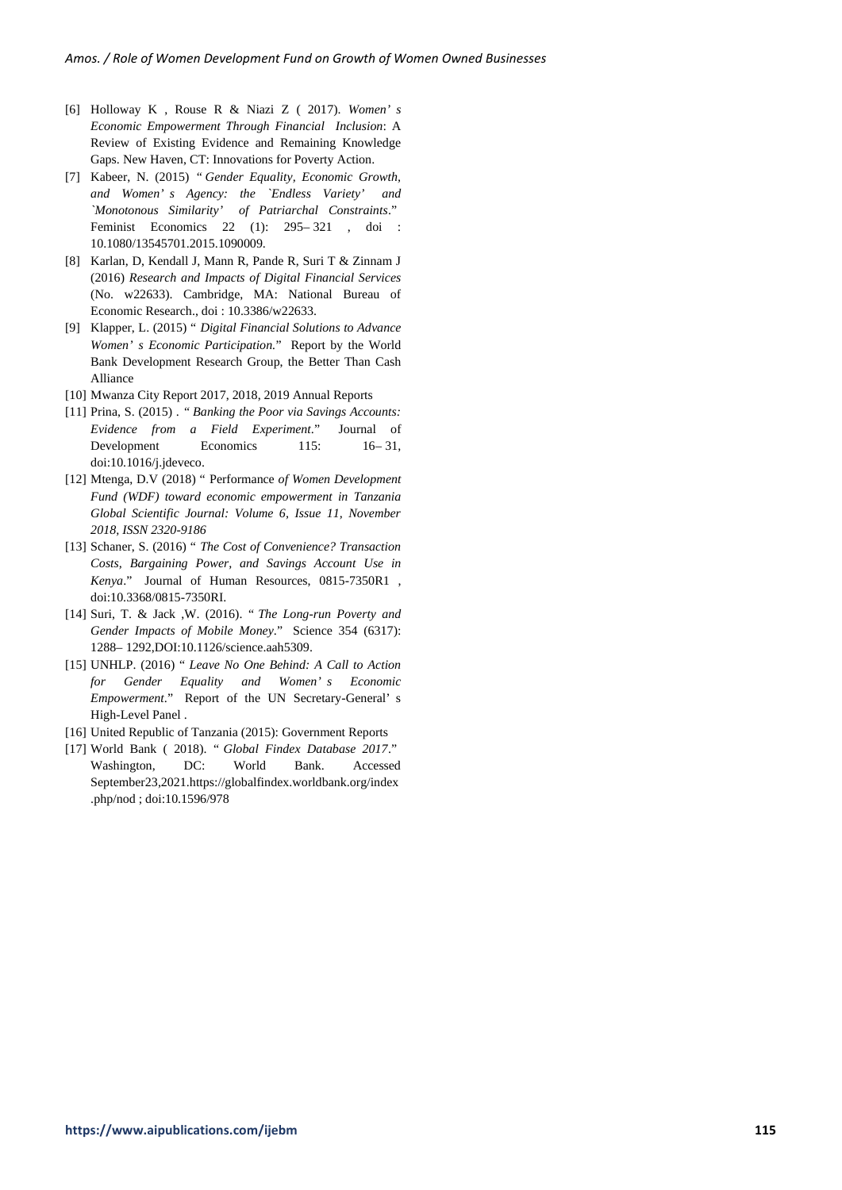[6] Holloway K , Rouse R & Niazi Z ( 2017). *Women' s Economic Empowerment Through Financial Inclusion*: A Review of Existing Evidence and Remaining Knowledge Gaps. New Haven, CT: Innovations for Poverty Action.

[7] Kabeer, N. (2015) " *Gender Equality, Economic Growth, and Women' s Agency: the `Endless Variety' and `Monotonous Similarity' of Patriarchal Constraints*." Feminist Economics 22 (1): 295– 321 , doi : 10.1080/13545701.2015.1090009.

[8] Karlan, D, Kendall J, Mann R, Pande R, Suri T & Zinnam J (2016) *Research and Impacts of Digital Financial Services* (No. w22633). Cambridge, MA: National Bureau of Economic Research., doi : 10.3386/w22633.

[9] Klapper, L. (2015) " *Digital Financial Solutions to Advance Women' s Economic Participation.*" Report by the World Bank Development Research Group, the Better Than Cash Alliance

[10] Mwanza City Report 2017, 2018, 2019 Annual Reports

[11] Prina, S. (2015) . " *Banking the Poor via Savings Accounts: Evidence from a Field Experiment*." Journal of Development Economics 115: 16– 31, doi:10.1016/j.jdeveco.

[12] Mtenga, D.V (2018) " Performance *of Women Development Fund (WDF) toward economic empowerment in Tanzania Global Scientific Journal: Volume 6, Issue 11, November 2018, ISSN 2320-9186*

[13] Schaner, S. (2016) " *The Cost of Convenience? Transaction Costs, Bargaining Power, and Savings Account Use in Kenya*." Journal of Human Resources, 0815-7350R1 , doi:10.3368/0815-7350RI.

[14] Suri, T. & Jack ,W. (2016). " *The Long-run Poverty and Gender Impacts of Mobile Money*." Science 354 (6317): 1288– 1292,DOI:10.1126/science.aah5309.

[15] UNHLP. (2016) " *Leave No One Behind: A Call to Action for Gender Equality and Women' s Economic Empowerment*." Report of the UN Secretary-General' s High-Level Panel .

[16] United Republic of Tanzania (2015): Government Reports

[17] World Bank ( 2018). " *Global Findex Database 2017*." Washington, DC: World Bank. Accessed September23,2021.https://globalfindex.worldbank.org/index.php/nod ; doi:10.1596/978